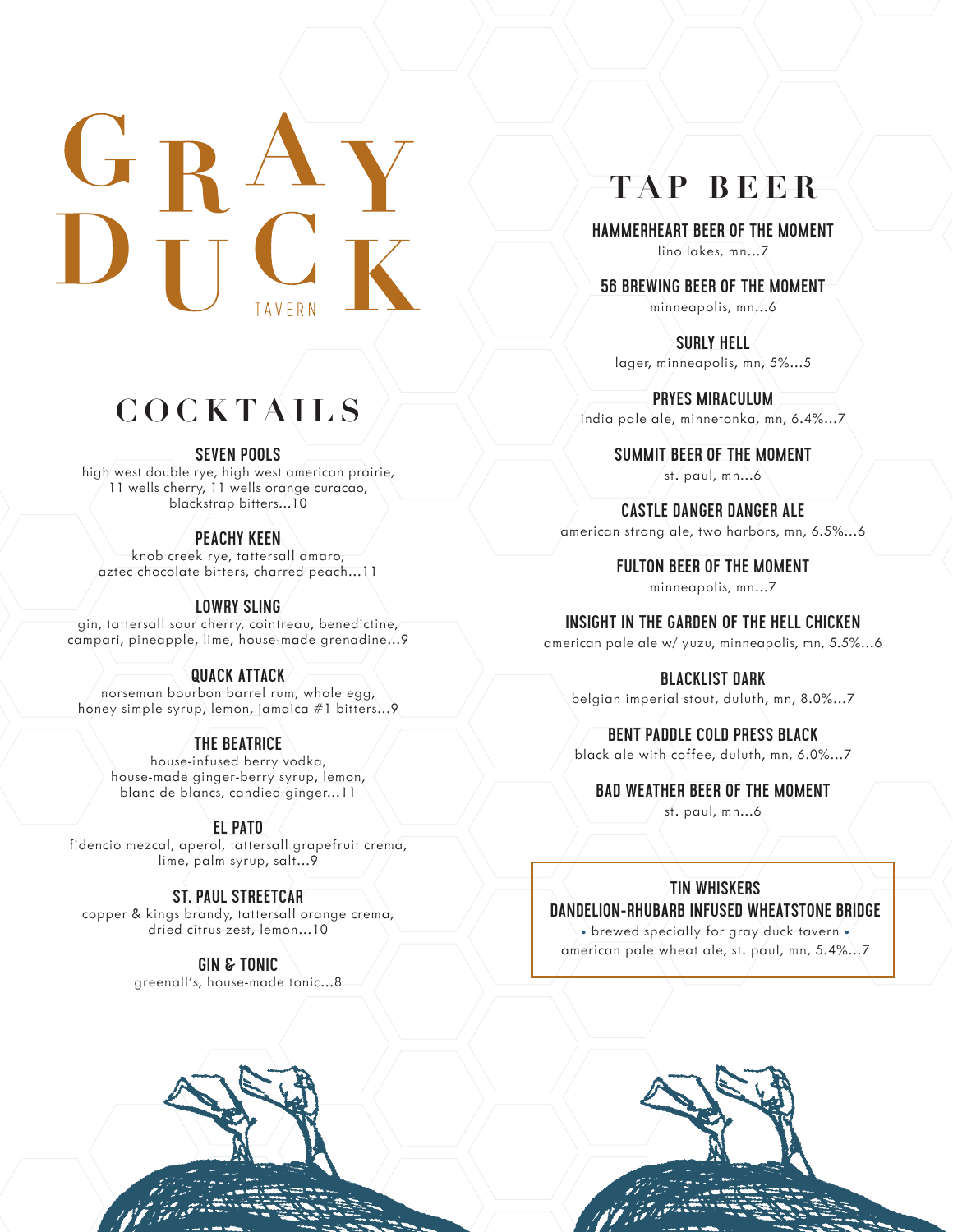# GRAY DUCK TAVERN

## COCKTAILS

### SEVEN POOLS
high west double rye, high west american prairie, 11 wells cherry, 11 wells orange curacao, blackstrap bitters...10

### PEACHY KEEN
knob creek rye, tattersall amaro, aztec chocolate bitters, charred peach...11

### LOWRY SLING
gin, tattersall sour cherry, cointreau, benedictine, campari, pineapple, lime, house-made grenadine...9

### QUACK ATTACK
norseman bourbon barrel rum, whole egg, honey simple syrup, lemon, jamaica #1 bitters...9

### THE BEATRICE
house-infused berry vodka, house-made ginger-berry syrup, lemon, blanc de blancs, candied ginger...11

### EL PATO
fidencio mezcal, aperol, tattersall grapefruit crema, lime, palm syrup, salt...9

### ST. PAUL STREETCAR
copper & kings brandy, tattersall orange crema, dried citrus zest, lemon...10

### GIN & TONIC
greenall's, house-made tonic...8

## TAP BEER

### HAMMERHEART BEER OF THE MOMENT
lino lakes, mn...7

### 56 BREWING BEER OF THE MOMENT
minneapolis, mn...6

### SURLY HELL
lager, minneapolis, mn, 5%...5

### PRYES MIRACULUM
india pale ale, minnetonka, mn, 6.4%...7

### SUMMIT BEER OF THE MOMENT
st. paul, mn...6

### CASTLE DANGER DANGER ALE
american strong ale, two harbors, mn, 6.5%...6

### FULTON BEER OF THE MOMENT
minneapolis, mn...7

### INSIGHT IN THE GARDEN OF THE HELL CHICKEN
american pale ale w/ yuzu, minneapolis, mn, 5.5%...6

### BLACKLIST DARK
belgian imperial stout, duluth, mn, 8.0%...7

### BENT PADDLE COLD PRESS BLACK
black ale with coffee, duluth, mn, 6.0%...7

### BAD WEATHER BEER OF THE MOMENT
st. paul, mn...6

### TIN WHISKERS DANDELION-RHUBARB INFUSED WHEATSTONE BRIDGE
• brewed specially for gray duck tavern •

american pale wheat ale, st. paul, mn, 5.4%...7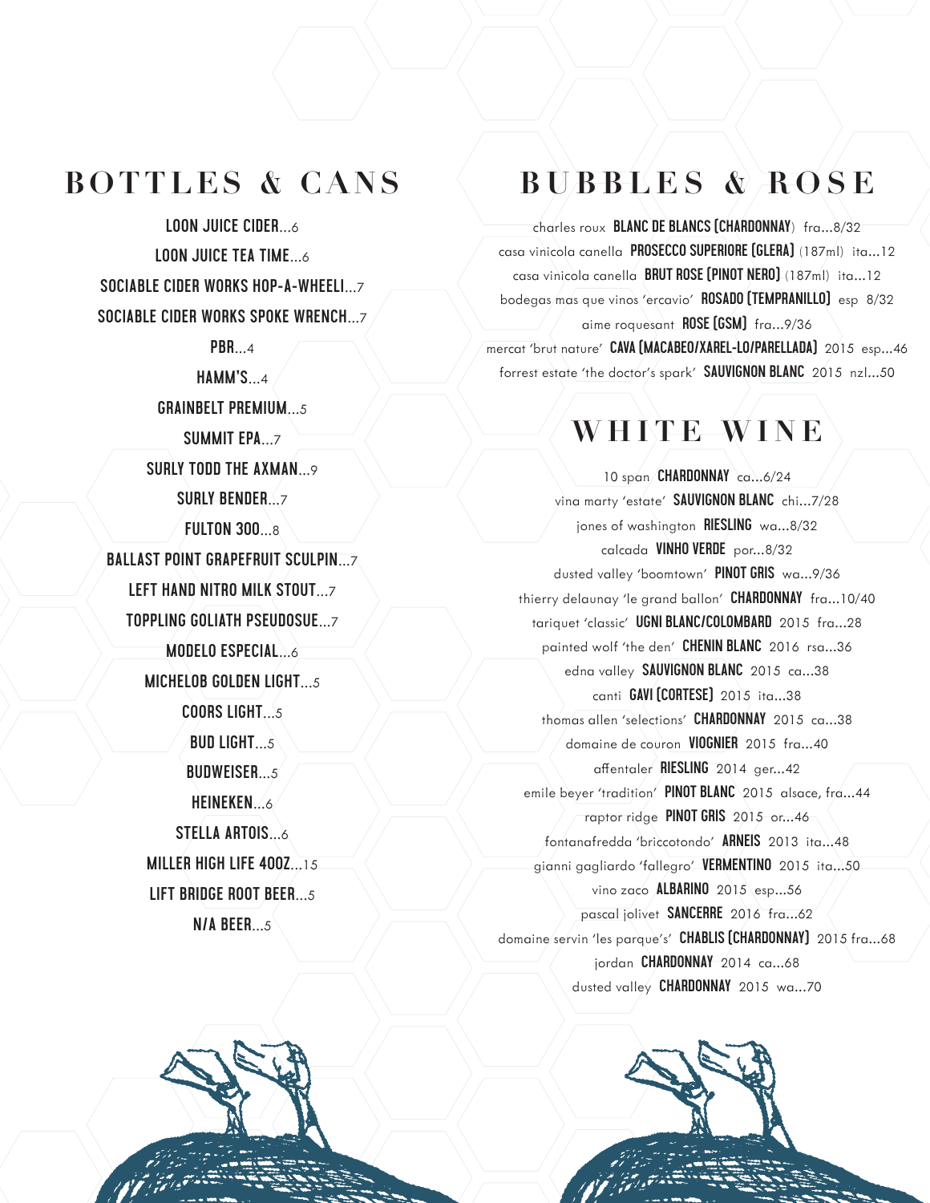## BOTTLES & CANS

LOON JUICE CIDER...6

LOON JUICE TEA TIME...6

SOCIABLE CIDER WORKS HOP-A-WHEELI...7

SOCIABLE CIDER WORKS SPOKE WRENCH...7

PBR...4

HAMM'S...4

GRAINBELT PREMIUM...5

SUMMIT EPA...7

SURLY TODD THE AXMAN...9

SURLY BENDER...7

FULTON 300...8

BALLAST POINT GRAPEFRUIT SCULPIN...7

LEFT HAND NITRO MILK STOUT...7

TOPPLING GOLIATH PSEUDOSUE...7

MODELO ESPECIAL...6

MICHELOB GOLDEN LIGHT...5

COORS LIGHT...5

BUD LIGHT...5

BUDWEISER...5

HEINEKEN...6

STELLA ARTOIS...6

MILLER HIGH LIFE 40OZ...15

LIFT BRIDGE ROOT BEER...5

N/A BEER...5

## BUBBLES & ROSE

charles roux **BLANC DE BLANCS (CHARDONNAY)** fra...8/32

casa vinicola canella **PROSECCO SUPERIORE (GLERA)** (187ml) ita...12

casa vinicola canella **BRUT ROSE (PINOT NERO)** (187ml) ita...12

bodegas mas que vinos 'ercavio' **ROSADO (TEMPRANILLO)** esp 8/32

aime roquesant **ROSE (GSM)** fra...9/36

mercat 'brut nature' **CAVA (MACABEO/XAREL-LO/PARELLADA)** 2015 esp...46

forrest estate 'the doctor's spark' **SAUVIGNON BLANC** 2015 nzl...50

## WHITE WINE

10 span **CHARDONNAY** ca...6/24

vina marty 'estate' **SAUVIGNON BLANC** chi...7/28

jones of washington **RIESLING** wa...8/32

calcada **VINHO VERDE** por...8/32

dusted valley 'boomtown' **PINOT GRIS** wa...9/36

thierry delaunay 'le grand ballon' **CHARDONNAY** fra...10/40

tariquet 'classic' **UGNI BLANC/COLOMBARD** 2015 fra...28

painted wolf 'the den' **CHENIN BLANC** 2016 rsa...36

edna valley **SAUVIGNON BLANC** 2015 ca...38

canti **GAVI (CORTESE)** 2015 ita...38

thomas allen 'selections' **CHARDONNAY** 2015 ca...38

domaine de couron **VIOGNIER** 2015 fra...40

affentaler **RIESLING** 2014 ger...42

emile beyer 'tradition' **PINOT BLANC** 2015 alsace, fra...44

raptor ridge **PINOT GRIS** 2015 or...46

fontanafredda 'briccotondo' **ARNEIS** 2013 ita...48

gianni gagliardo 'fallegro' **VERMENTINO** 2015 ita...50

vino zaco **ALBARINO** 2015 esp...56

pascal jolivet **SANCERRE** 2016 fra...62

domaine servin 'les parque's' **CHABLIS (CHARDONNAY)** 2015 fra...68

jordan **CHARDONNAY** 2014 ca...68

dusted valley **CHARDONNAY** 2015 wa...70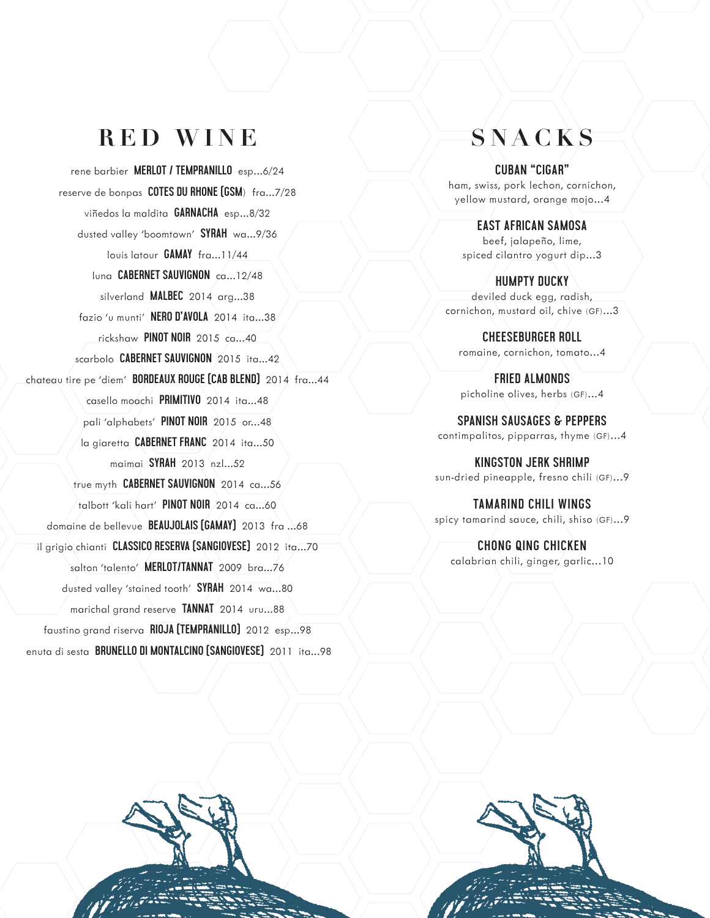# RED WINE

rene barbier **MERLOT / TEMPRANILLO** esp...6/24

reserve de bonpas **COTES DU RHONE (GSM**) fra...7/28

viñedos la maldita **GARNACHA** esp...8/32

dusted valley 'boomtown' **SYRAH** wa...9/36

louis latour **GAMAY** fra...11/44

luna **CABERNET SAUVIGNON** ca...12/48

silverland **MALBEC** 2014 arg...38

fazio 'u munti' **NERO D'AVOLA** 2014 ita...38

rickshaw **PINOT NOIR** 2015 ca...40

scarbolo **CABERNET SAUVIGNON** 2015 ita...42

chateau tire pe 'diem' **BORDEAUX ROUGE (CAB BLEND)** 2014 fra...44

casello moachi **PRIMITIVO** 2014 ita...48

pali 'alphabets' **PINOT NOIR** 2015 or...48

la giaretta **CABERNET FRANC** 2014 ita...50

maimai **SYRAH** 2013 nzl...52

true myth **CABERNET SAUVIGNON** 2014 ca...56

talbott 'kali hart' **PINOT NOIR** 2014 ca...60

domaine de bellevue **BEAUJOLAIS (GAMAY)** 2013 fra ...68

il grigio chianti **CLASSICO RESERVA (SANGIOVESE)** 2012 ita...70

salton 'talento' **MERLOT/TANNAT** 2009 bra...76

dusted valley 'stained tooth' **SYRAH** 2014 wa...80

marichal grand reserve **TANNAT** 2014 uru...88

faustino grand riserva **RIOJA (TEMPRANILLO)** 2012 esp...98

enuta di sesta **BRUNELLO DI MONTALCINO (SANGIOVESE)** 2011 ita...98

# SNACKS

**CUBAN "CIGAR"**
ham, swiss, pork lechon, cornichon, yellow mustard, orange mojo...4

**EAST AFRICAN SAMOSA**
beef, jalapeño, lime, spiced cilantro yogurt dip...3

**HUMPTY DUCKY**
deviled duck egg, radish, cornichon, mustard oil, chive (GF)...3

**CHEESEBURGER ROLL**
romaine, cornichon, tomato...4

**FRIED ALMONDS**
picholine olives, herbs (GF)...4

**SPANISH SAUSAGES & PEPPERS**
contimpalitos, pipparras, thyme (GF)...4

**KINGSTON JERK SHRIMP**
sun-dried pineapple, fresno chili (GF)...9

**TAMARIND CHILI WINGS**
spicy tamarind sauce, chili, shiso (GF)...9

**CHONG QING CHICKEN**
calabrian chili, ginger, garlic...10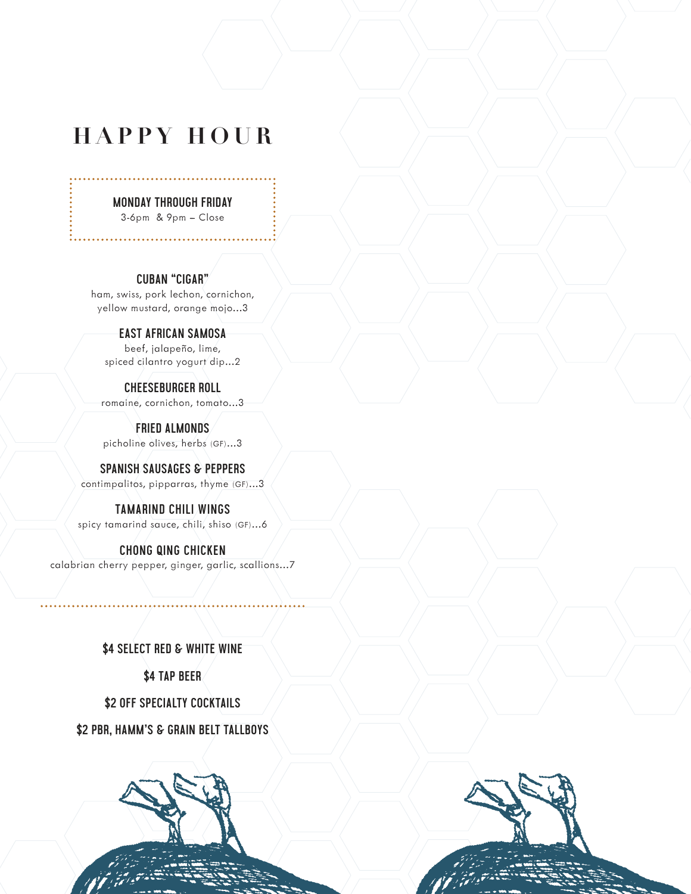# HAPPY HOUR

**MONDAY THROUGH FRIDAY**
3-6pm & 9pm – Close

**CUBAN "CIGAR"**
ham, swiss, pork lechon, cornichon, yellow mustard, orange mojo...3

**EAST AFRICAN SAMOSA**
beef, jalapeño, lime, spiced cilantro yogurt dip...2

**CHEESEBURGER ROLL**
romaine, cornichon, tomato...3

**FRIED ALMONDS**
picholine olives, herbs (GF)...3

**SPANISH SAUSAGES & PEPPERS**
contimpalitos, pipparras, thyme (GF)...3

**TAMARIND CHILI WINGS**
spicy tamarind sauce, chili, shiso (GF)...6

**CHONG QING CHICKEN**
calabrian cherry pepper, ginger, garlic, scallions...7

**$4 SELECT RED & WHITE WINE**

**$4 TAP BEER**

**$2 OFF SPECIALTY COCKTAILS**

**$2 PBR, HAMM'S & GRAIN BELT TALLBOYS**